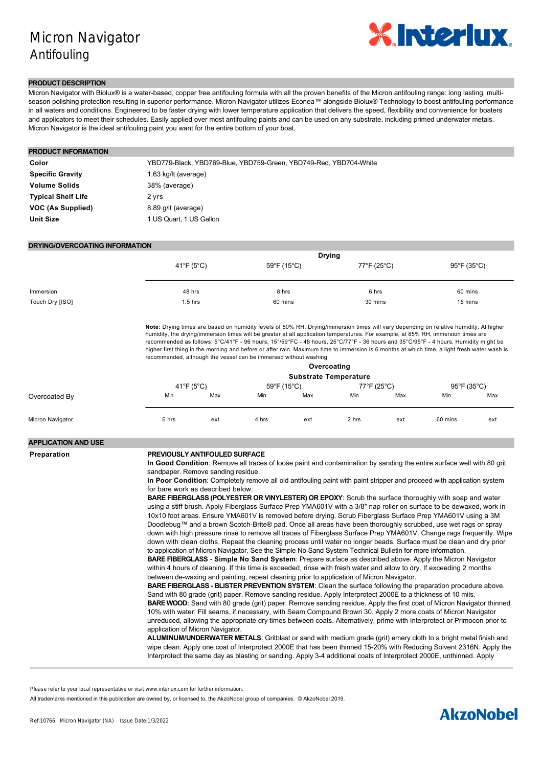# Micron Navigator
## Antifouling

## PRODUCT DESCRIPTION

Micron Navigator with Biolux® is a water-based, copper free antifouling formula with all the proven benefits of the Micron antifouling range: long lasting, multi-season polishing protection resulting in superior performance. Micron Navigator utilizes Econea™ alongside Biolux® Technology to boost antifouling performance in all waters and conditions. Engineered to be faster drying with lower temperature application that delivers the speed, flexibility and convenience for boaters and applicators to meet their schedules. Easily applied over most antifouling paints and can be used on any substrate, including primed underwater metals. Micron Navigator is the ideal antifouling paint you want for the entire bottom of your boat.

## PRODUCT INFORMATION

| | |
|---|---|
| **Color** | YBD779-Black, YBD769-Blue, YBD759-Green, YBD749-Red, YBD704-White |
| **Specific Gravity** | 1.63 kg/lt (average) |
| **Volume Solids** | 38% (average) |
| **Typical Shelf Life** | 2 yrs |
| **VOC (As Supplied)** | 8.89 g/lt (average) |
| **Unit Size** | 1 US Quart, 1 US Gallon |

## DRYING/OVERCOATING INFORMATION

| | Drying | | | |
|---|---|---|---|---|
| | 41°F (5°C) | 59°F (15°C) | 77°F (25°C) | 95°F (35°C) |
| Immersion | 48 hrs | 8 hrs | 6 hrs | 60 mins |
| Touch Dry [ISO] | 1.5 hrs | 60 mins | 30 mins | 15 mins |

**Note:** Drying times are based on humidity levels of 50% RH. Drying/immersion times will vary depending on relative humidity. At higher humidity, the drying/immersion times will be greater at all application temperatures. For example, at 85% RH, immersion times are recommended as follows: 5°C/41°F - 96 hours, 15°/59°FC - 48 hours, 25°C/77°F - 36 hours and 35°C/95°F - 4 hours. Humidity might be higher first thing in the morning and before or after rain. Maximum time to immersion is 6 months at which time, a light fresh water wash is recommended, although the vessel can be immersed without washing.

| | Overcoating Substrate Temperature | | | | | | | |
|---|---|---|---|---|---|---|---|---|
| | 41°F (5°C) | | 59°F (15°C) | | 77°F (25°C) | | 95°F (35°C) | |
| Overcoated By | Min | Max | Min | Max | Min | Max | Min | Max |
| Micron Navigator | 6 hrs | ext | 4 hrs | ext | 2 hrs | ext | 60 mins | ext |

## APPLICATION AND USE

**Preparation**

**PREVIOUSLY ANTIFOULED SURFACE**

**In Good Condition**: Remove all traces of loose paint and contamination by sanding the entire surface well with 80 grit sandpaper. Remove sanding residue.

**In Poor Condition**: Completely remove all old antifouling paint with paint stripper and proceed with application system for bare work as described below.

**BARE FIBERGLASS (POLYESTER OR VINYLESTER) OR EPOXY**: Scrub the surface thoroughly with soap and water using a stiff brush. Apply Fiberglass Surface Prep YMA601V with a 3/8" nap roller on surface to be dewaxed, work in 10x10 foot areas. Ensure YMA601V is removed before drying. Scrub Fiberglass Surface Prep YMA601V using a 3M Doodlebug™ and a brown Scotch-Brite® pad. Once all areas have been thoroughly scrubbed, use wet rags or spray down with high pressure rinse to remove all traces of Fiberglass Surface Prep YMA601V. Change rags frequently. Wipe down with clean cloths. Repeat the cleaning process until water no longer beads. Surface must be clean and dry prior to application of Micron Navigator. See the Simple No Sand System Technical Bulletin for more information.

**BARE FIBERGLASS** - **Simple No Sand System**: Prepare surface as described above. Apply the Micron Navigator within 4 hours of cleaning. If this time is exceeded, rinse with fresh water and allow to dry. If exceeding 2 months between de-waxing and painting, repeat cleaning prior to application of Micron Navigator.

**BARE FIBERGLASS - BLISTER PREVENTION SYSTEM**: Clean the surface following the preparation procedure above. Sand with 80 grade (grit) paper. Remove sanding residue. Apply Interprotect 2000E to a thickness of 10 mils.

**BARE WOOD**: Sand with 80 grade (grit) paper. Remove sanding residue. Apply the first coat of Micron Navigator thinned 10% with water. Fill seams, if necessary, with Seam Compound Brown 30. Apply 2 more coats of Micron Navigator unreduced, allowing the appropriate dry times between coats. Alternatively, prime with Interprotect or Primocon prior to application of Micron Navigator.

**ALUMINUM/UNDERWATER METALS**: Gritblast or sand with medium grade (grit) emery cloth to a bright metal finish and wipe clean. Apply one coat of Interprotect 2000E that has been thinned 15-20% with Reducing Solvent 2316N. Apply the Interprotect the same day as blasting or sanding. Apply 3-4 additional coats of Interprotect 2000E, unthinned. Apply

Please refer to your local representative or visit www.interlux.com for further information.

All trademarks mentioned in this publication are owned by, or licensed to, the AkzoNobel group of companies. © AkzoNobel 2019.

Ref:10766 Micron Navigator (NA) Issue Date:1/3/2022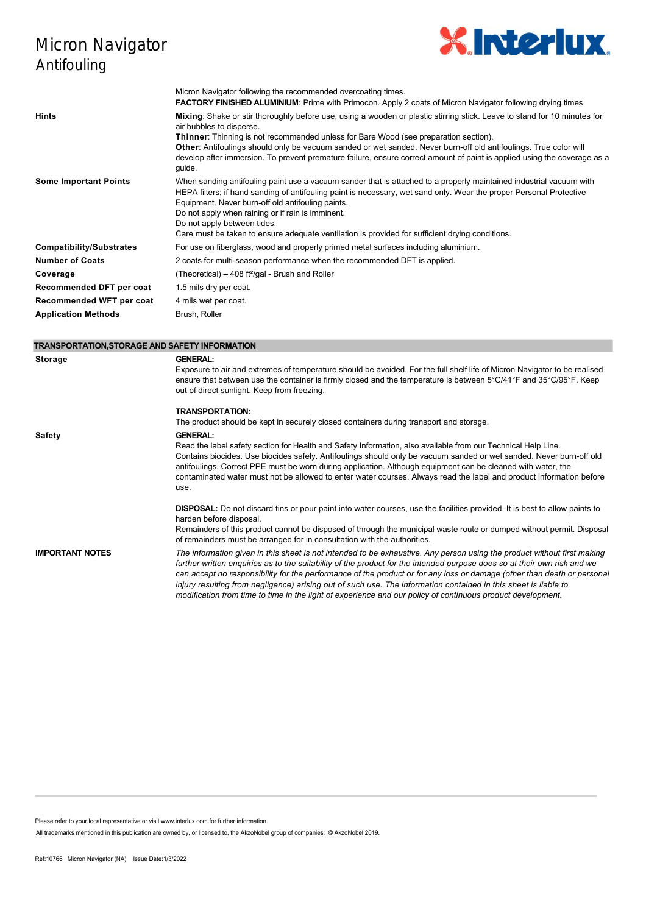Micron Navigator following the recommended overcoating times.
**FACTORY FINISHED ALUMINIUM**: Prime with Primocon. Apply 2 coats of Micron Navigator following drying times.

| | |
|---|---|
| **Hints** | **Mixing**: Shake or stir thoroughly before use, using a wooden or plastic stirring stick. Leave to stand for 10 minutes for air bubbles to disperse. **Thinner**: Thinning is not recommended unless for Bare Wood (see preparation section). **Other**: Antifoulings should only be vacuum sanded or wet sanded. Never burn-off old antifoulings. True color will develop after immersion. To prevent premature failure, ensure correct amount of paint is applied using the coverage as a guide. |
| **Some Important Points** | When sanding antifouling paint use a vacuum sander that is attached to a properly maintained industrial vacuum with HEPA filters; if hand sanding of antifouling paint is necessary, wet sand only. Wear the proper Personal Protective Equipment. Never burn-off old antifouling paints. Do not apply when raining or if rain is imminent. Do not apply between tides. Care must be taken to ensure adequate ventilation is provided for sufficient drying conditions. |
| **Compatibility/Substrates** | For use on fiberglass, wood and properly primed metal surfaces including aluminium. |
| **Number of Coats** | 2 coats for multi-season performance when the recommended DFT is applied. |
| **Coverage** | (Theoretical) – 408 ft²/gal - Brush and Roller |
| **Recommended DFT per coat** | 1.5 mils dry per coat. |
| **Recommended WFT per coat** | 4 mils wet per coat. |
| **Application Methods** | Brush, Roller |

## TRANSPORTATION,STORAGE AND SAFETY INFORMATION

**Storage**

**GENERAL:**
Exposure to air and extremes of temperature should be avoided. For the full shelf life of Micron Navigator to be realised ensure that between use the container is firmly closed and the temperature is between 5°C/41°F and 35°C/95°F. Keep out of direct sunlight. Keep from freezing.

**TRANSPORTATION:**
The product should be kept in securely closed containers during transport and storage.

**Safety**

**GENERAL:**
Read the label safety section for Health and Safety Information, also available from our Technical Help Line. Contains biocides. Use biocides safely. Antifoulings should only be vacuum sanded or wet sanded. Never burn-off old antifoulings. Correct PPE must be worn during application. Although equipment can be cleaned with water, the contaminated water must not be allowed to enter water courses. Always read the label and product information before use.

**DISPOSAL:** Do not discard tins or pour paint into water courses, use the facilities provided. It is best to allow paints to harden before disposal.
Remainders of this product cannot be disposed of through the municipal waste route or dumped without permit. Disposal of remainders must be arranged for in consultation with the authorities.

**IMPORTANT NOTES**

*The information given in this sheet is not intended to be exhaustive. Any person using the product without first making further written enquiries as to the suitability of the product for the intended purpose does so at their own risk and we can accept no responsibility for the performance of the product or for any loss or damage (other than death or personal injury resulting from negligence) arising out of such use. The information contained in this sheet is liable to modification from time to time in the light of experience and our policy of continuous product development.*

Please refer to your local representative or visit www.interlux.com for further information.

All trademarks mentioned in this publication are owned by, or licensed to, the AkzoNobel group of companies. © AkzoNobel 2019.

Ref:10766 Micron Navigator (NA) Issue Date:1/3/2022